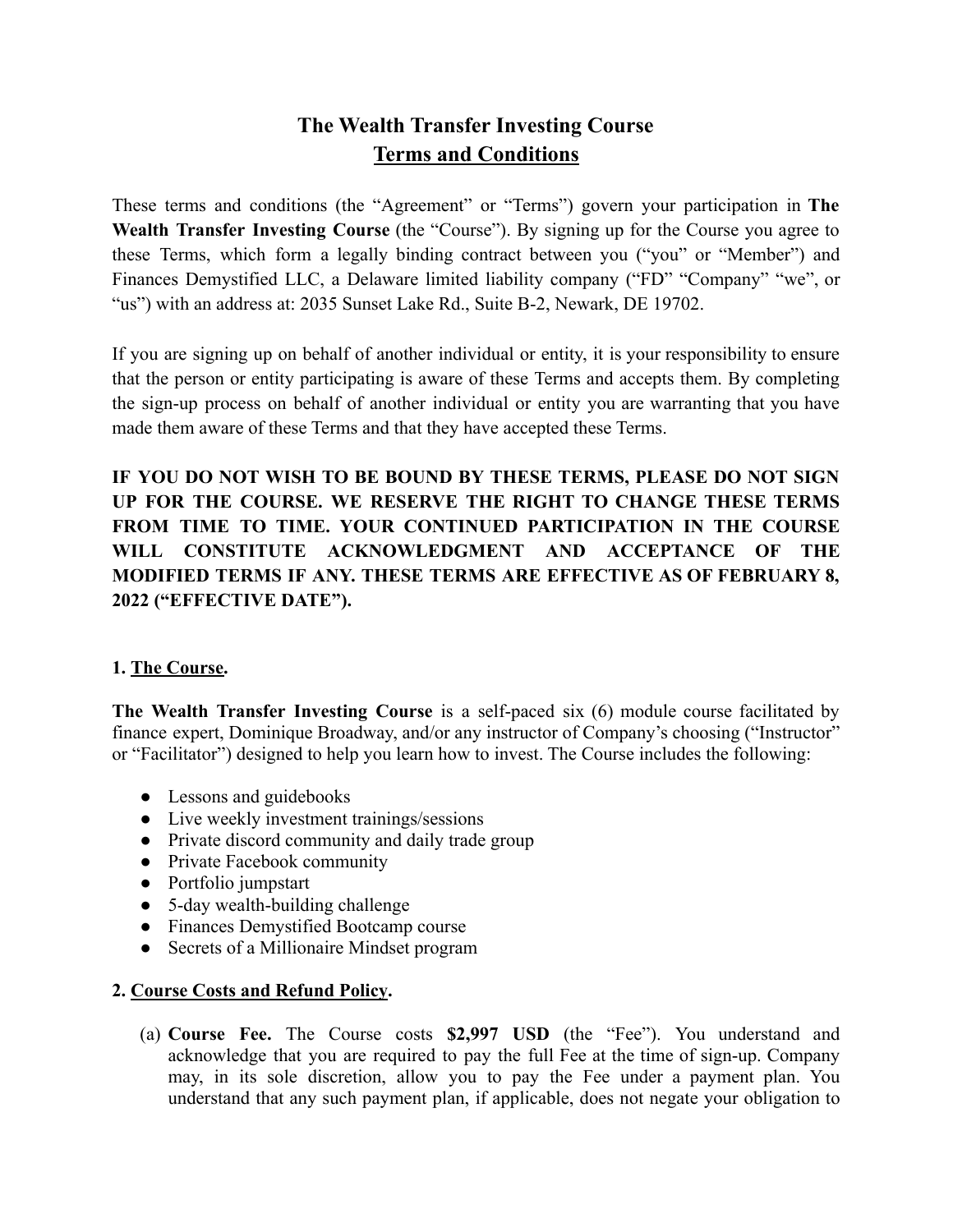# The Wealth Transfer Investing Course
## Terms and Conditions

These terms and conditions (the "Agreement" or "Terms") govern your participation in **The Wealth Transfer Investing Course** (the "Course"). By signing up for the Course you agree to these Terms, which form a legally binding contract between you ("you" or "Member") and Finances Demystified LLC, a Delaware limited liability company ("FD" "Company" "we", or "us") with an address at: 2035 Sunset Lake Rd., Suite B-2, Newark, DE 19702.

If you are signing up on behalf of another individual or entity, it is your responsibility to ensure that the person or entity participating is aware of these Terms and accepts them. By completing the sign-up process on behalf of another individual or entity you are warranting that you have made them aware of these Terms and that they have accepted these Terms.

**IF YOU DO NOT WISH TO BE BOUND BY THESE TERMS, PLEASE DO NOT SIGN UP FOR THE COURSE. WE RESERVE THE RIGHT TO CHANGE THESE TERMS FROM TIME TO TIME. YOUR CONTINUED PARTICIPATION IN THE COURSE WILL CONSTITUTE ACKNOWLEDGMENT AND ACCEPTANCE OF THE MODIFIED TERMS IF ANY. THESE TERMS ARE EFFECTIVE AS OF FEBRUARY 8, 2022 ("EFFECTIVE DATE").**

**1. The Course.**

**The Wealth Transfer Investing Course** is a self-paced six (6) module course facilitated by finance expert, Dominique Broadway, and/or any instructor of Company's choosing ("Instructor" or "Facilitator") designed to help you learn how to invest. The Course includes the following:

- Lessons and guidebooks
- Live weekly investment trainings/sessions
- Private discord community and daily trade group
- Private Facebook community
- Portfolio jumpstart
- 5-day wealth-building challenge
- Finances Demystified Bootcamp course
- Secrets of a Millionaire Mindset program

**2. Course Costs and Refund Policy.**

(a) **Course Fee.** The Course costs **$2,997 USD** (the "Fee"). You understand and acknowledge that you are required to pay the full Fee at the time of sign-up. Company may, in its sole discretion, allow you to pay the Fee under a payment plan. You understand that any such payment plan, if applicable, does not negate your obligation to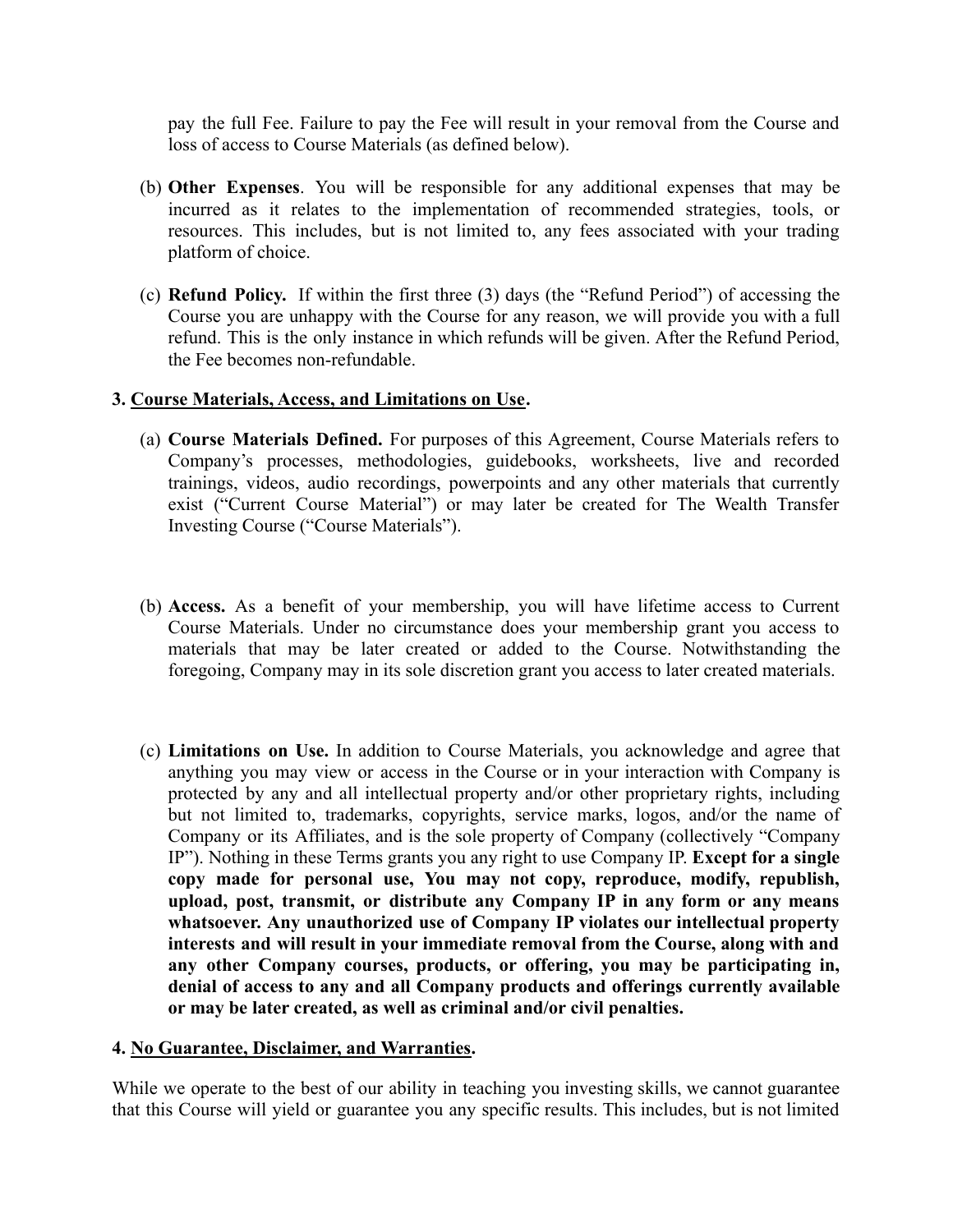pay the full Fee. Failure to pay the Fee will result in your removal from the Course and loss of access to Course Materials (as defined below).

(b) **Other Expenses**. You will be responsible for any additional expenses that may be incurred as it relates to the implementation of recommended strategies, tools, or resources. This includes, but is not limited to, any fees associated with your trading platform of choice.

(c) **Refund Policy.** If within the first three (3) days (the "Refund Period") of accessing the Course you are unhappy with the Course for any reason, we will provide you with a full refund. This is the only instance in which refunds will be given. After the Refund Period, the Fee becomes non-refundable.

**3. Course Materials, Access, and Limitations on Use.**

(a) **Course Materials Defined.** For purposes of this Agreement, Course Materials refers to Company's processes, methodologies, guidebooks, worksheets, live and recorded trainings, videos, audio recordings, powerpoints and any other materials that currently exist ("Current Course Material") or may later be created for The Wealth Transfer Investing Course ("Course Materials").

(b) **Access.** As a benefit of your membership, you will have lifetime access to Current Course Materials. Under no circumstance does your membership grant you access to materials that may be later created or added to the Course. Notwithstanding the foregoing, Company may in its sole discretion grant you access to later created materials.

(c) **Limitations on Use.** In addition to Course Materials, you acknowledge and agree that anything you may view or access in the Course or in your interaction with Company is protected by any and all intellectual property and/or other proprietary rights, including but not limited to, trademarks, copyrights, service marks, logos, and/or the name of Company or its Affiliates, and is the sole property of Company (collectively "Company IP"). Nothing in these Terms grants you any right to use Company IP. **Except for a single copy made for personal use, You may not copy, reproduce, modify, republish, upload, post, transmit, or distribute any Company IP in any form or any means whatsoever. Any unauthorized use of Company IP violates our intellectual property interests and will result in your immediate removal from the Course, along with and any other Company courses, products, or offering, you may be participating in, denial of access to any and all Company products and offerings currently available or may be later created, as well as criminal and/or civil penalties.**

**4. No Guarantee, Disclaimer, and Warranties.**

While we operate to the best of our ability in teaching you investing skills, we cannot guarantee that this Course will yield or guarantee you any specific results. This includes, but is not limited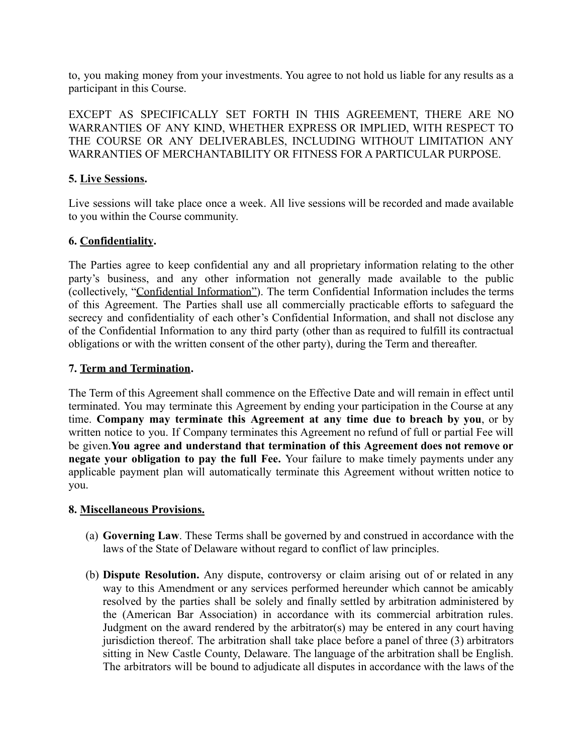to, you making money from your investments. You agree to not hold us liable for any results as a participant in this Course.

EXCEPT AS SPECIFICALLY SET FORTH IN THIS AGREEMENT, THERE ARE NO WARRANTIES OF ANY KIND, WHETHER EXPRESS OR IMPLIED, WITH RESPECT TO THE COURSE OR ANY DELIVERABLES, INCLUDING WITHOUT LIMITATION ANY WARRANTIES OF MERCHANTABILITY OR FITNESS FOR A PARTICULAR PURPOSE.

**5. Live Sessions.**

Live sessions will take place once a week. All live sessions will be recorded and made available to you within the Course community.

**6. Confidentiality.**

The Parties agree to keep confidential any and all proprietary information relating to the other party's business, and any other information not generally made available to the public (collectively, "Confidential Information"). The term Confidential Information includes the terms of this Agreement. The Parties shall use all commercially practicable efforts to safeguard the secrecy and confidentiality of each other's Confidential Information, and shall not disclose any of the Confidential Information to any third party (other than as required to fulfill its contractual obligations or with the written consent of the other party), during the Term and thereafter.

**7. Term and Termination.**

The Term of this Agreement shall commence on the Effective Date and will remain in effect until terminated. You may terminate this Agreement by ending your participation in the Course at any time. **Company may terminate this Agreement at any time due to breach by you**, or by written notice to you. If Company terminates this Agreement no refund of full or partial Fee will be given.**You agree and understand that termination of this Agreement does not remove or negate your obligation to pay the full Fee.** Your failure to make timely payments under any applicable payment plan will automatically terminate this Agreement without written notice to you.

**8. Miscellaneous Provisions.**

(a) **Governing Law**. These Terms shall be governed by and construed in accordance with the laws of the State of Delaware without regard to conflict of law principles.

(b) **Dispute Resolution.** Any dispute, controversy or claim arising out of or related in any way to this Amendment or any services performed hereunder which cannot be amicably resolved by the parties shall be solely and finally settled by arbitration administered by the (American Bar Association) in accordance with its commercial arbitration rules. Judgment on the award rendered by the arbitrator(s) may be entered in any court having jurisdiction thereof. The arbitration shall take place before a panel of three (3) arbitrators sitting in New Castle County, Delaware. The language of the arbitration shall be English. The arbitrators will be bound to adjudicate all disputes in accordance with the laws of the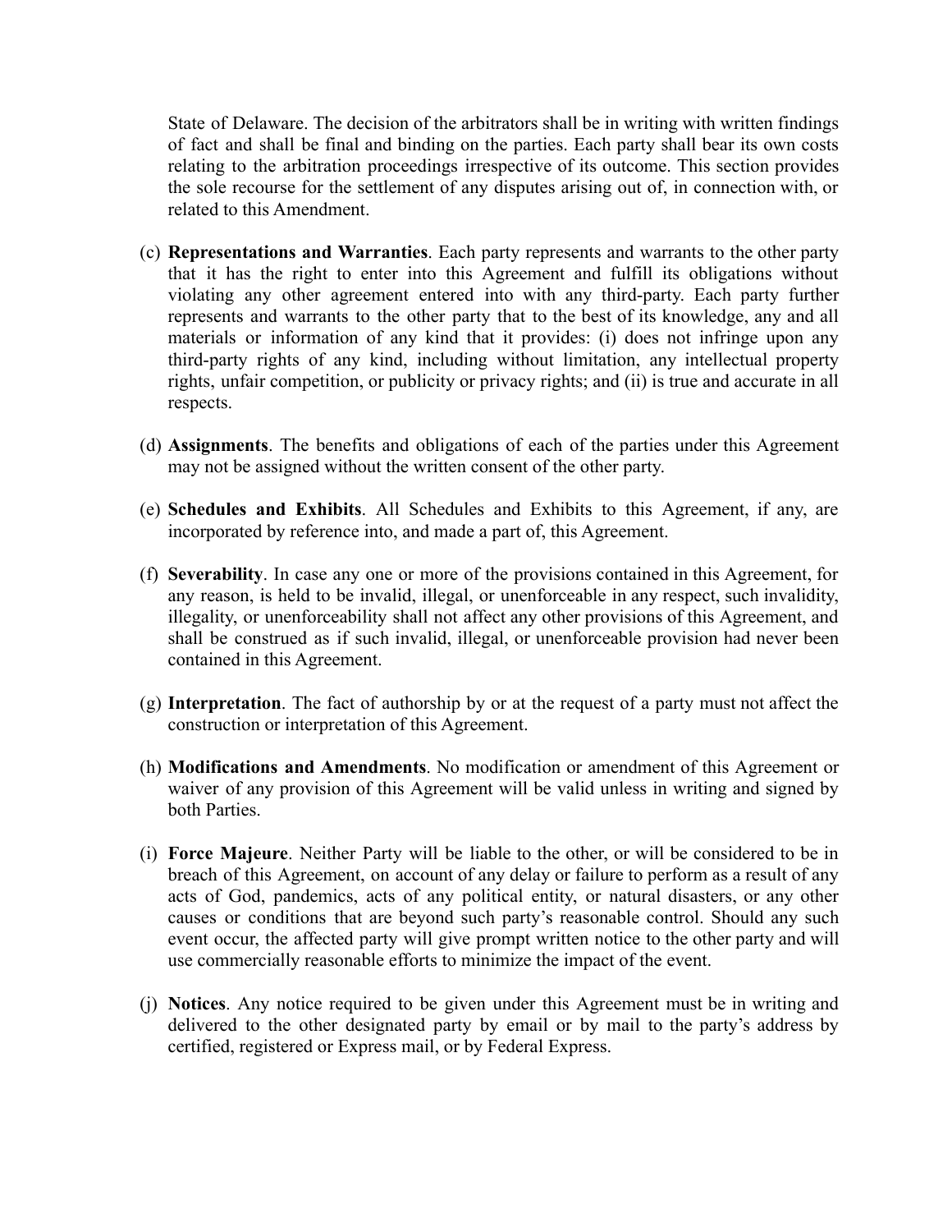State of Delaware. The decision of the arbitrators shall be in writing with written findings of fact and shall be final and binding on the parties. Each party shall bear its own costs relating to the arbitration proceedings irrespective of its outcome. This section provides the sole recourse for the settlement of any disputes arising out of, in connection with, or related to this Amendment.

(c) **Representations and Warranties**. Each party represents and warrants to the other party that it has the right to enter into this Agreement and fulfill its obligations without violating any other agreement entered into with any third-party. Each party further represents and warrants to the other party that to the best of its knowledge, any and all materials or information of any kind that it provides: (i) does not infringe upon any third-party rights of any kind, including without limitation, any intellectual property rights, unfair competition, or publicity or privacy rights; and (ii) is true and accurate in all respects.

(d) **Assignments**. The benefits and obligations of each of the parties under this Agreement may not be assigned without the written consent of the other party.

(e) **Schedules and Exhibits**. All Schedules and Exhibits to this Agreement, if any, are incorporated by reference into, and made a part of, this Agreement.

(f) **Severability**. In case any one or more of the provisions contained in this Agreement, for any reason, is held to be invalid, illegal, or unenforceable in any respect, such invalidity, illegality, or unenforceability shall not affect any other provisions of this Agreement, and shall be construed as if such invalid, illegal, or unenforceable provision had never been contained in this Agreement.

(g) **Interpretation**. The fact of authorship by or at the request of a party must not affect the construction or interpretation of this Agreement.

(h) **Modifications and Amendments**. No modification or amendment of this Agreement or waiver of any provision of this Agreement will be valid unless in writing and signed by both Parties.

(i) **Force Majeure**. Neither Party will be liable to the other, or will be considered to be in breach of this Agreement, on account of any delay or failure to perform as a result of any acts of God, pandemics, acts of any political entity, or natural disasters, or any other causes or conditions that are beyond such party's reasonable control. Should any such event occur, the affected party will give prompt written notice to the other party and will use commercially reasonable efforts to minimize the impact of the event.

(j) **Notices**. Any notice required to be given under this Agreement must be in writing and delivered to the other designated party by email or by mail to the party's address by certified, registered or Express mail, or by Federal Express.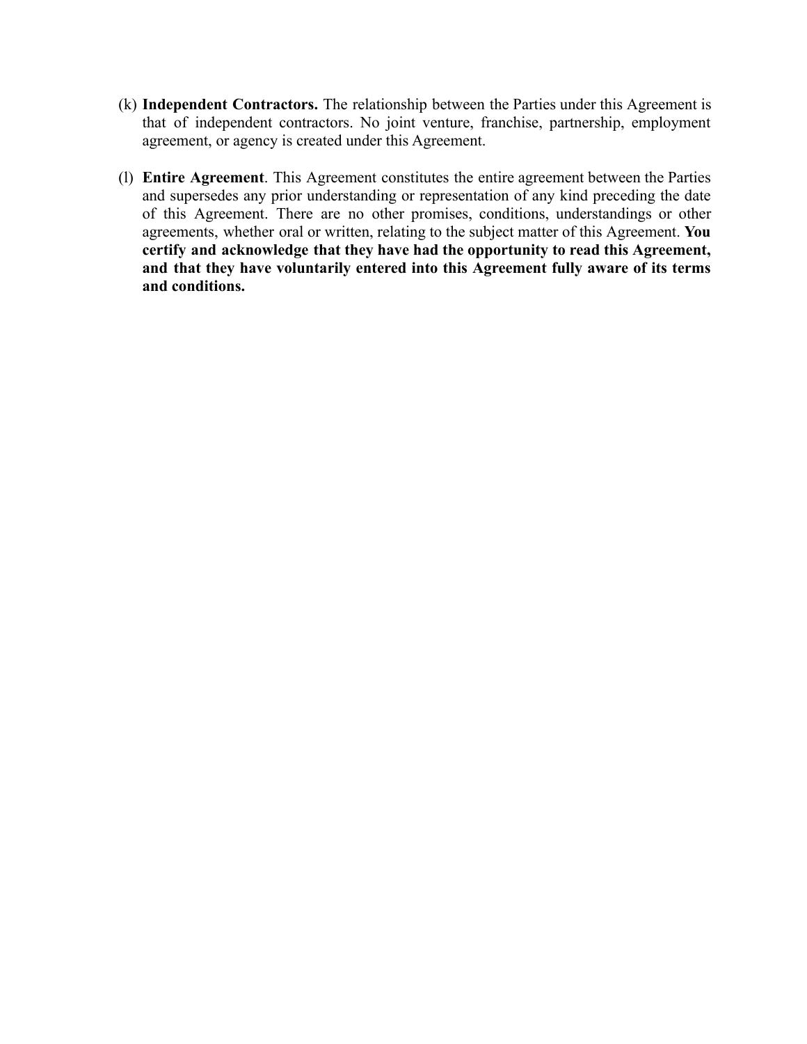(k) **Independent Contractors.** The relationship between the Parties under this Agreement is that of independent contractors. No joint venture, franchise, partnership, employment agreement, or agency is created under this Agreement.

(l) **Entire Agreement**. This Agreement constitutes the entire agreement between the Parties and supersedes any prior understanding or representation of any kind preceding the date of this Agreement. There are no other promises, conditions, understandings or other agreements, whether oral or written, relating to the subject matter of this Agreement. **You certify and acknowledge that they have had the opportunity to read this Agreement, and that they have voluntarily entered into this Agreement fully aware of its terms and conditions.**